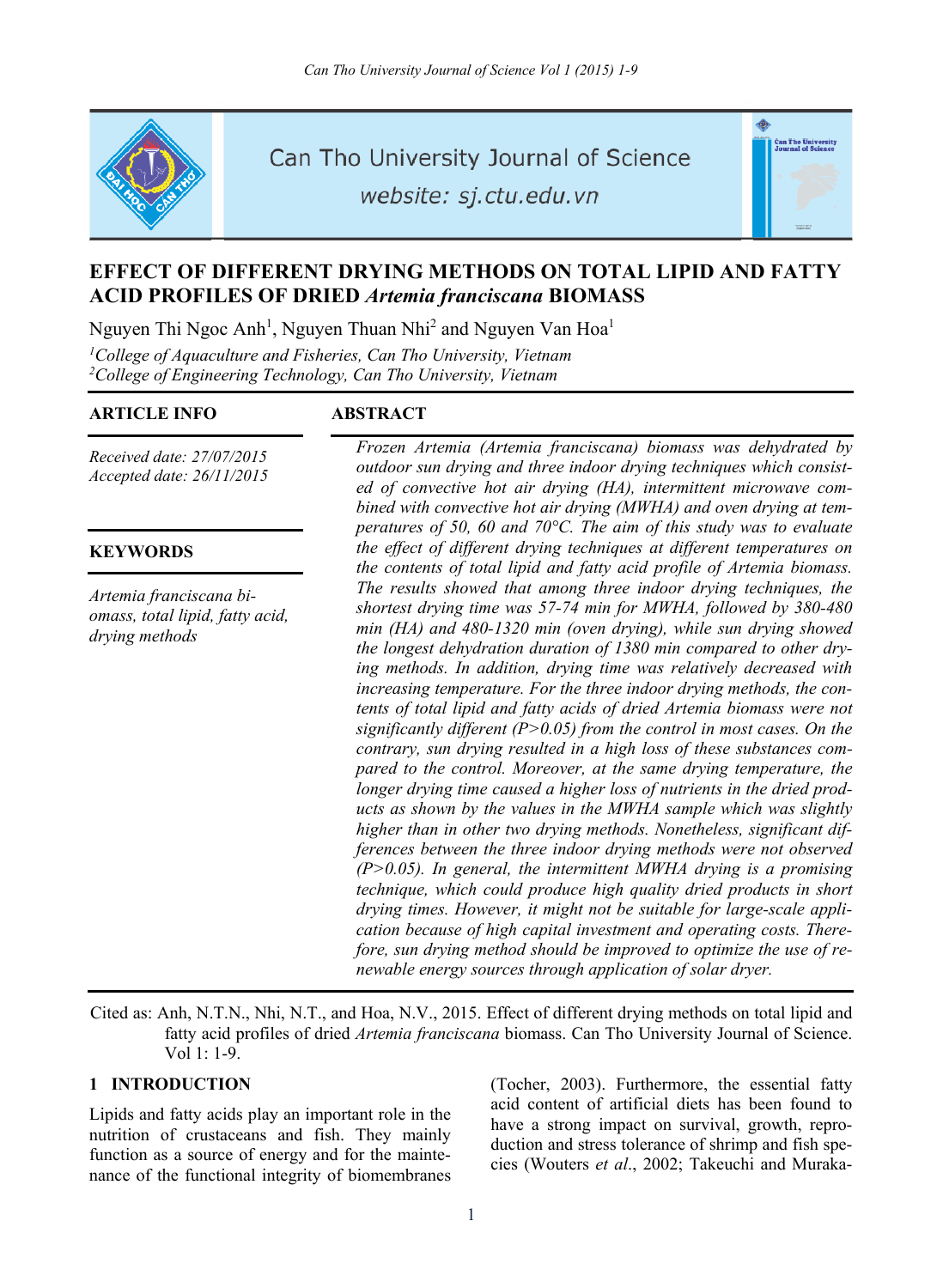# EFFECT OF DIFFERENT DRYING METHODS ON TOTAL LIPID AND FATTY ACID PROFILES OF DRIED *Artemia franciscana* BIOMASS

Nguyen Thi Ngoc Anh[1], Nguyen Thuan Nhi[2] and Nguyen Van Hoa[1]

[1]*College of Aquaculture and Fisheries, Can Tho University, Vietnam*
[2]*College of Engineering Technology, Can Tho University, Vietnam*

## ARTICLE INFO

*Received date: 27/07/2015*
*Accepted date: 26/11/2015*

## KEYWORDS

*Artemia franciscana biomass, total lipid, fatty acid, drying methods*

## ABSTRACT

*Frozen Artemia (Artemia franciscana) biomass was dehydrated by outdoor sun drying and three indoor drying techniques which consisted of convective hot air drying (HA), intermittent microwave combined with convective hot air drying (MWHA) and oven drying at temperatures of 50, 60 and 70°C. The aim of this study was to evaluate the effect of different drying techniques at different temperatures on the contents of total lipid and fatty acid profile of Artemia biomass. The results showed that among three indoor drying techniques, the shortest drying time was 57-74 min for MWHA, followed by 380-480 min (HA) and 480-1320 min (oven drying), while sun drying showed the longest dehydration duration of 1380 min compared to other drying methods. In addition, drying time was relatively decreased with increasing temperature. For the three indoor drying methods, the contents of total lipid and fatty acids of dried Artemia biomass were not significantly different (P>0.05) from the control in most cases. On the contrary, sun drying resulted in a high loss of these substances compared to the control. Moreover, at the same drying temperature, the longer drying time caused a higher loss of nutrients in the dried products as shown by the values in the MWHA sample which was slightly higher than in other two drying methods. Nonetheless, significant differences between the three indoor drying methods were not observed (P>0.05). In general, the intermittent MWHA drying is a promising technique, which could produce high quality dried products in short drying times. However, it might not be suitable for large-scale application because of high capital investment and operating costs. Therefore, sun drying method should be improved to optimize the use of renewable energy sources through application of solar dryer.*

Cited as: Anh, N.T.N., Nhi, N.T., and Hoa, N.V., 2015. Effect of different drying methods on total lipid and fatty acid profiles of dried *Artemia franciscana* biomass. Can Tho University Journal of Science. Vol 1: 1-9.

## 1 INTRODUCTION

Lipids and fatty acids play an important role in the nutrition of crustaceans and fish. They mainly function as a source of energy and for the maintenance of the functional integrity of biomembranes (Tocher, 2003). Furthermore, the essential fatty acid content of artificial diets has been found to have a strong impact on survival, growth, reproduction and stress tolerance of shrimp and fish species (Wouters *et al*., 2002; Takeuchi and Muraka-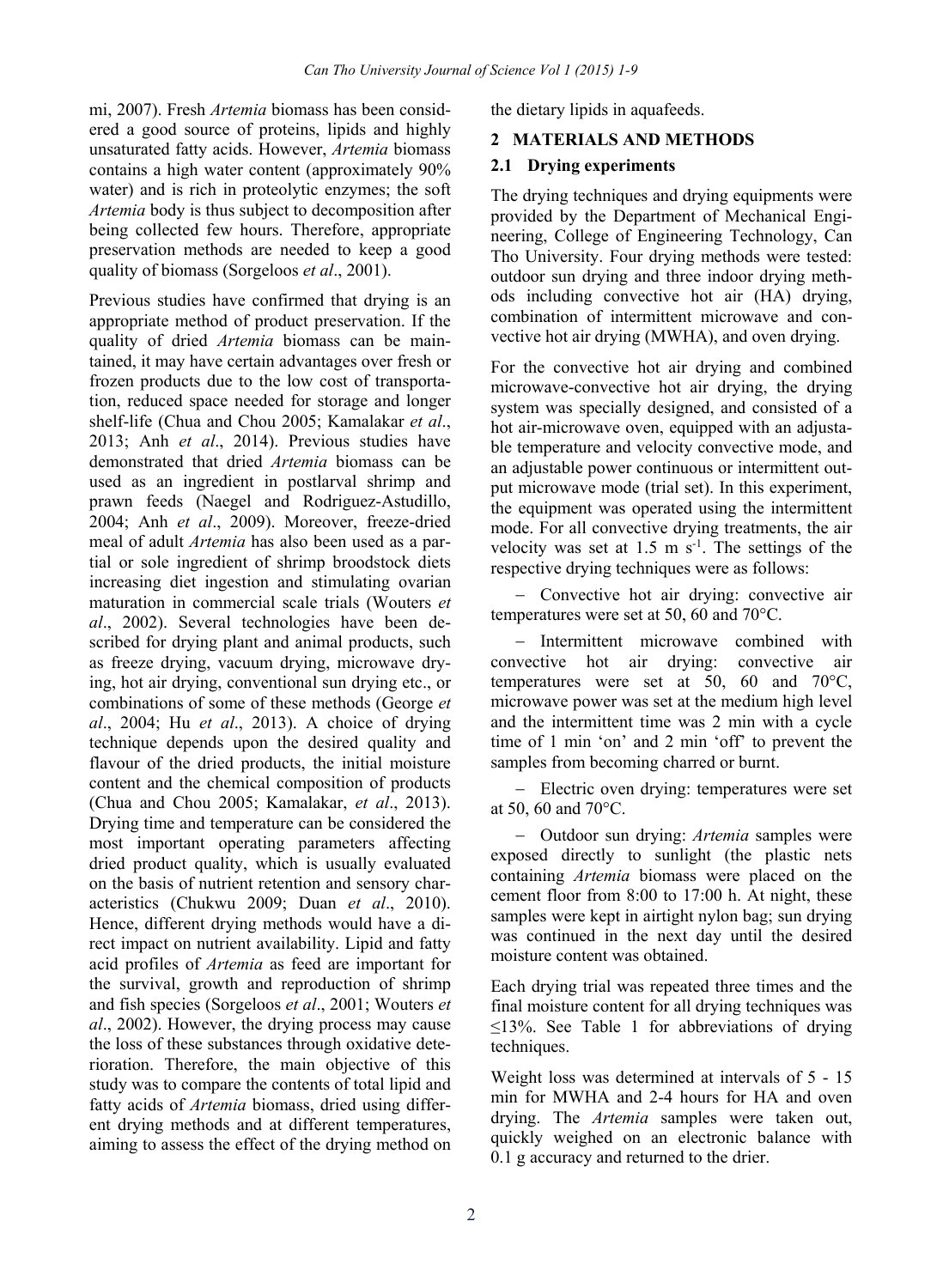mi, 2007). Fresh *Artemia* biomass has been considered a good source of proteins, lipids and highly unsaturated fatty acids. However, *Artemia* biomass contains a high water content (approximately 90% water) and is rich in proteolytic enzymes; the soft *Artemia* body is thus subject to decomposition after being collected few hours. Therefore, appropriate preservation methods are needed to keep a good quality of biomass (Sorgeloos *et al*., 2001).

Previous studies have confirmed that drying is an appropriate method of product preservation. If the quality of dried *Artemia* biomass can be maintained, it may have certain advantages over fresh or frozen products due to the low cost of transportation, reduced space needed for storage and longer shelf-life (Chua and Chou 2005; Kamalakar *et al*., 2013; Anh *et al*., 2014). Previous studies have demonstrated that dried *Artemia* biomass can be used as an ingredient in postlarval shrimp and prawn feeds (Naegel and Rodriguez-Astudillo, 2004; Anh *et al*., 2009). Moreover, freeze-dried meal of adult *Artemia* has also been used as a partial or sole ingredient of shrimp broodstock diets increasing diet ingestion and stimulating ovarian maturation in commercial scale trials (Wouters *et al*., 2002). Several technologies have been described for drying plant and animal products, such as freeze drying, vacuum drying, microwave drying, hot air drying, conventional sun drying etc., or combinations of some of these methods (George *et al*., 2004; Hu *et al*., 2013). A choice of drying technique depends upon the desired quality and flavour of the dried products, the initial moisture content and the chemical composition of products (Chua and Chou 2005; Kamalakar, *et al*., 2013). Drying time and temperature can be considered the most important operating parameters affecting dried product quality, which is usually evaluated on the basis of nutrient retention and sensory characteristics (Chukwu 2009; Duan *et al*., 2010). Hence, different drying methods would have a direct impact on nutrient availability. Lipid and fatty acid profiles of *Artemia* as feed are important for the survival, growth and reproduction of shrimp and fish species (Sorgeloos *et al*., 2001; Wouters *et al*., 2002). However, the drying process may cause the loss of these substances through oxidative deterioration. Therefore, the main objective of this study was to compare the contents of total lipid and fatty acids of *Artemia* biomass, dried using different drying methods and at different temperatures, aiming to assess the effect of the drying method on the dietary lipids in aquafeeds.

## 2 MATERIALS AND METHODS

### 2.1 Drying experiments

The drying techniques and drying equipments were provided by the Department of Mechanical Engineering, College of Engineering Technology, Can Tho University. Four drying methods were tested: outdoor sun drying and three indoor drying methods including convective hot air (HA) drying, combination of intermittent microwave and convective hot air drying (MWHA), and oven drying.

For the convective hot air drying and combined microwave-convective hot air drying, the drying system was specially designed, and consisted of a hot air-microwave oven, equipped with an adjustable temperature and velocity convective mode, and an adjustable power continuous or intermittent output microwave mode (trial set). In this experiment, the equipment was operated using the intermittent mode. For all convective drying treatments, the air velocity was set at 1.5 m $s^{-1}$. The settings of the respective drying techniques were as follows:

- Convective hot air drying: convective air temperatures were set at 50, 60 and 70°C.
- Intermittent microwave combined with convective hot air drying: convective air temperatures were set at 50, 60 and 70°C, microwave power was set at the medium high level and the intermittent time was 2 min with a cycle time of 1 min 'on' and 2 min 'off' to prevent the samples from becoming charred or burnt.
- Electric oven drying: temperatures were set at 50, 60 and 70°C.
- Outdoor sun drying: *Artemia* samples were exposed directly to sunlight (the plastic nets containing *Artemia* biomass were placed on the cement floor from 8:00 to 17:00 h. At night, these samples were kept in airtight nylon bag; sun drying was continued in the next day until the desired moisture content was obtained.

Each drying trial was repeated three times and the final moisture content for all drying techniques was ≤13%. See Table 1 for abbreviations of drying techniques.

Weight loss was determined at intervals of 5 - 15 min for MWHA and 2-4 hours for HA and oven drying. The *Artemia* samples were taken out, quickly weighed on an electronic balance with 0.1 g accuracy and returned to the drier.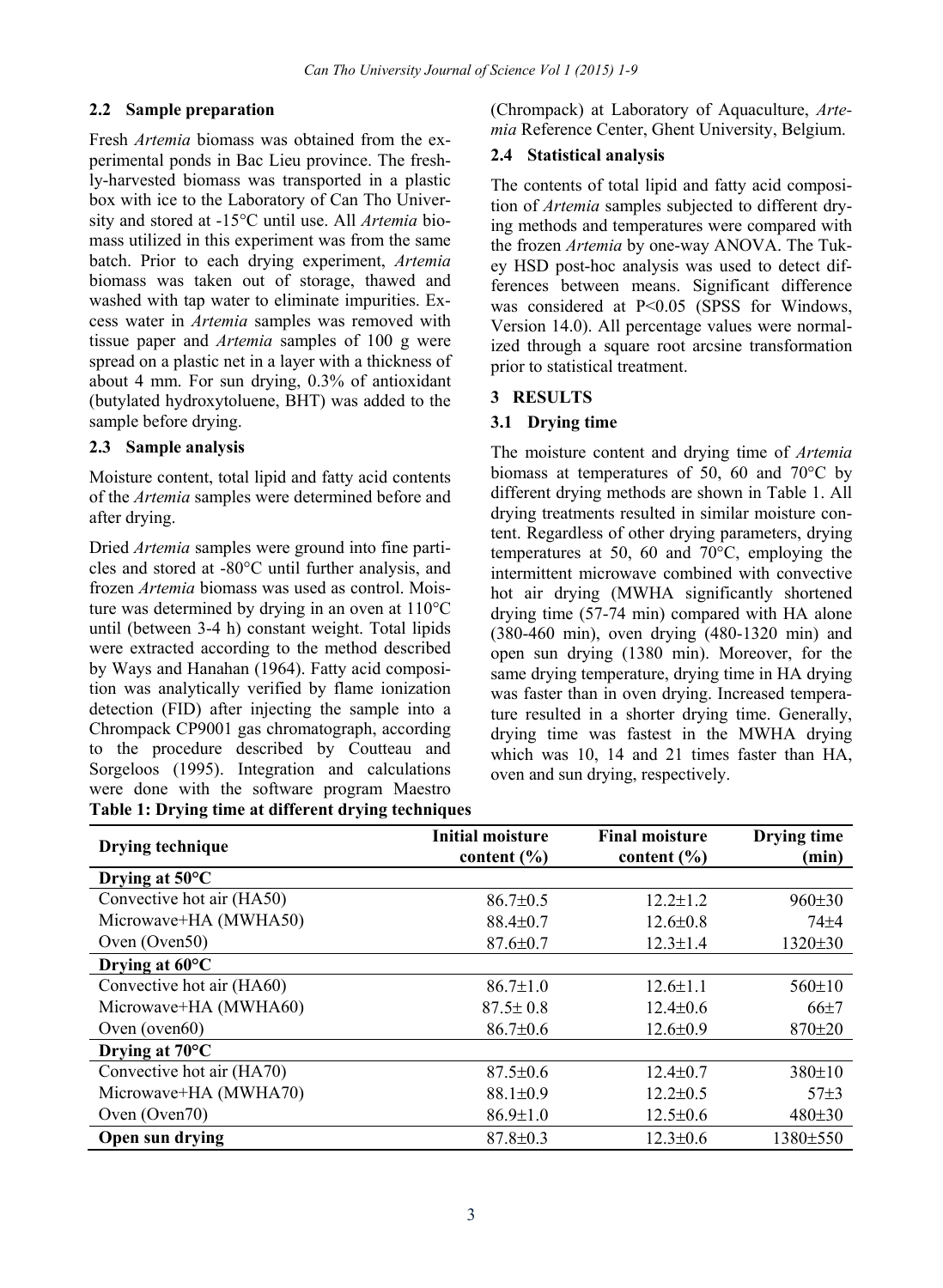### 2.2 Sample preparation

Fresh *Artemia* biomass was obtained from the experimental ponds in Bac Lieu province. The freshly-harvested biomass was transported in a plastic box with ice to the Laboratory of Can Tho University and stored at -15°C until use. All *Artemia* biomass utilized in this experiment was from the same batch. Prior to each drying experiment, *Artemia* biomass was taken out of storage, thawed and washed with tap water to eliminate impurities. Excess water in *Artemia* samples was removed with tissue paper and *Artemia* samples of 100 g were spread on a plastic net in a layer with a thickness of about 4 mm. For sun drying, 0.3% of antioxidant (butylated hydroxytoluene, BHT) was added to the sample before drying.

### 2.3 Sample analysis

Moisture content, total lipid and fatty acid contents of the *Artemia* samples were determined before and after drying.

Dried *Artemia* samples were ground into fine particles and stored at -80°C until further analysis, and frozen *Artemia* biomass was used as control. Moisture was determined by drying in an oven at 110°C until (between 3-4 h) constant weight. Total lipids were extracted according to the method described by Ways and Hanahan (1964). Fatty acid composition was analytically verified by flame ionization detection (FID) after injecting the sample into a Chrompack CP9001 gas chromatograph, according to the procedure described by Coutteau and Sorgeloos (1995). Integration and calculations were done with the software program Maestro (Chrompack) at Laboratory of Aquaculture, *Artemia* Reference Center, Ghent University, Belgium.

### 2.4 Statistical analysis

The contents of total lipid and fatty acid composition of *Artemia* samples subjected to different drying methods and temperatures were compared with the frozen *Artemia* by one-way ANOVA. The Tukey HSD post-hoc analysis was used to detect differences between means. Significant difference was considered at $P<0.05$ (SPSS for Windows, Version 14.0). All percentage values were normalized through a square root arcsine transformation prior to statistical treatment.

## 3 RESULTS

### 3.1 Drying time

The moisture content and drying time of *Artemia* biomass at temperatures of 50, 60 and 70°C by different drying methods are shown in Table 1. All drying treatments resulted in similar moisture content. Regardless of other drying parameters, drying temperatures at 50, 60 and 70°C, employing the intermittent microwave combined with convective hot air drying (MWHA significantly shortened drying time (57-74 min) compared with HA alone (380-460 min), oven drying (480-1320 min) and open sun drying (1380 min). Moreover, for the same drying temperature, drying time in HA drying was faster than in oven drying. Increased temperature resulted in a shorter drying time. Generally, drying time was fastest in the MWHA drying which was 10, 14 and 21 times faster than HA, oven and sun drying, respectively.

**Table 1: Drying time at different drying techniques**

| Drying technique | Initial moisture content (%) | Final moisture content (%) | Drying time (min) |
|---|---|---|---|
| **Drying at 50°C** | | | |
| Convective hot air (HA50) | 86.7±0.5 | 12.2±1.2 | 960±30 |
| Microwave+HA (MWHA50) | 88.4±0.7 | 12.6±0.8 | 74±4 |
| Oven (Oven50) | 87.6±0.7 | 12.3±1.4 | 1320±30 |
| **Drying at 60°C** | | | |
| Convective hot air (HA60) | 86.7±1.0 | 12.6±1.1 | 560±10 |
| Microwave+HA (MWHA60) | 87.5± 0.8 | 12.4±0.6 | 66±7 |
| Oven (oven60) | 86.7±0.6 | 12.6±0.9 | 870±20 |
| **Drying at 70°C** | | | |
| Convective hot air (HA70) | 87.5±0.6 | 12.4±0.7 | 380±10 |
| Microwave+HA (MWHA70) | 88.1±0.9 | 12.2±0.5 | 57±3 |
| Oven (Oven70) | 86.9±1.0 | 12.5±0.6 | 480±30 |
| **Open sun drying** | 87.8±0.3 | 12.3±0.6 | 1380±550 |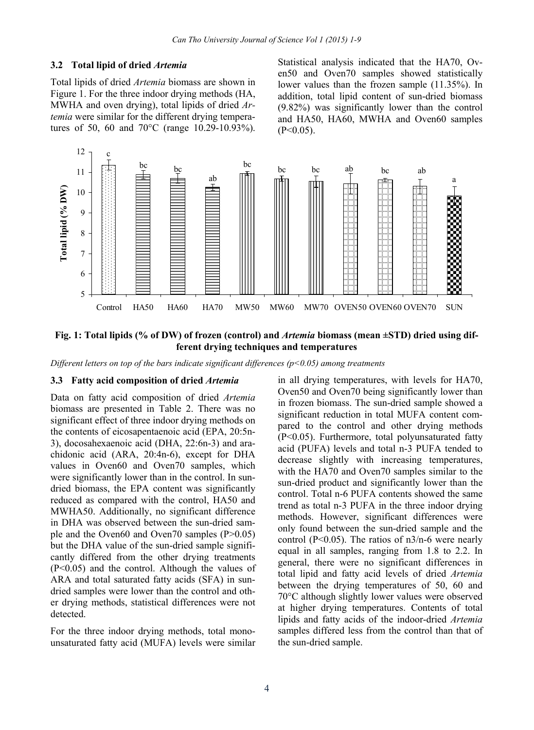### 3.2 Total lipid of dried *Artemia*

Total lipids of dried *Artemia* biomass are shown in Figure 1. For the three indoor drying methods (HA, MWHA and oven drying), total lipids of dried *Artemia* were similar for the different drying temperatures of 50, 60 and 70°C (range 10.29-10.93%). Statistical analysis indicated that the HA70, Oven50 and Oven70 samples showed statistically lower values than the frozen sample (11.35%). In addition, total lipid content of sun-dried biomass (9.82%) was significantly lower than the control and HA50, HA60, MWHA and Oven60 samples ($P<0.05$).

**Fig. 1: Total lipids (% of DW) of frozen (control) and *Artemia* biomass (mean ±STD) dried using different drying techniques and temperatures**

*Different letters on top of the bars indicate significant differences ($p<0.05$) among treatments*

### 3.3 Fatty acid composition of dried *Artemia*

Data on fatty acid composition of dried *Artemia* biomass are presented in Table 2. There was no significant effect of three indoor drying methods on the contents of eicosapentaenoic acid (EPA, 20:5n-3), docosahexaenoic acid (DHA, 22:6n-3) and arachidonic acid (ARA, 20:4n-6), except for DHA values in Oven60 and Oven70 samples, which were significantly lower than in the control. In sun-dried biomass, the EPA content was significantly reduced as compared with the control, HA50 and MWHA50. Additionally, no significant difference in DHA was observed between the sun-dried sample and the Oven60 and Oven70 samples ($P>0.05$) but the DHA value of the sun-dried sample significantly differed from the other drying treatments ($P<0.05$) and the control. Although the values of ARA and total saturated fatty acids (SFA) in sun-dried samples were lower than the control and other drying methods, statistical differences were not detected.

For the three indoor drying methods, total monounsaturated fatty acid (MUFA) levels were similar in all drying temperatures, with levels for HA70, Oven50 and Oven70 being significantly lower than in frozen biomass. The sun-dried sample showed a significant reduction in total MUFA content compared to the control and other drying methods ($P<0.05$). Furthermore, total polyunsaturated fatty acid (PUFA) levels and total n-3 PUFA tended to decrease slightly with increasing temperatures, with the HA70 and Oven70 samples similar to the sun-dried product and significantly lower than the control. Total n-6 PUFA contents showed the same trend as total n-3 PUFA in the three indoor drying methods. However, significant differences were only found between the sun-dried sample and the control ($P<0.05$). The ratios of n3/n-6 were nearly equal in all samples, ranging from 1.8 to 2.2. In general, there were no significant differences in total lipid and fatty acid levels of dried *Artemia* between the drying temperatures of 50, 60 and 70°C although slightly lower values were observed at higher drying temperatures. Contents of total lipids and fatty acids of the indoor-dried *Artemia* samples differed less from the control than that of the sun-dried sample.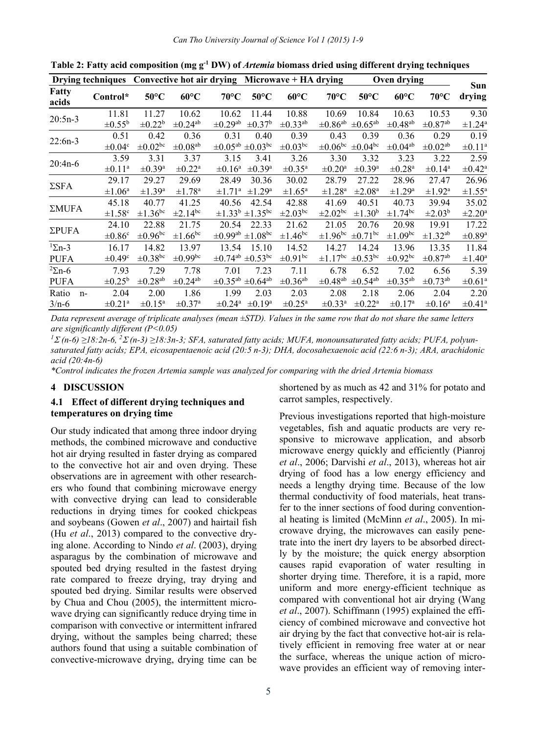**Table 2: Fatty acid composition (mg g$^{-1}$ DW) of *Artemia* biomass dried using different drying techniques**

| Drying techniques | | Convective hot air drying | | Microwave + HA drying | | | Oven drying | | | Sun drying |
|---|---|---|---|---|---|---|---|---|---|---|
| Fatty acids | Control* | 50°C | 60°C | 70°C | 50°C | 60°C | 70°C | 50°C | 60°C | 70°C | |
| 20:5n-3 | 11.81 ±0.55$^{b}$ | 11.27 ±0.22$^{b}$ | 10.62 ±0.24$^{ab}$ | 10.62 ±0.29$^{ab}$ | 11.44 ±0.37$^{b}$ | 10.88 ±0.33$^{ab}$ | 10.69 ±0.86$^{ab}$ | 10.84 ±0.65$^{ab}$ | 10.63 ±0.48$^{ab}$ | 10.53 ±0.87$^{ab}$ | 9.30 ±1.24$^{a}$ |
| 22:6n-3 | 0.51 ±0.04$^{c}$ | 0.42 ±0.02$^{bc}$ | 0.36 ±0.08$^{ab}$ | 0.31 ±0.05$^{ab}$ | 0.40 ±0.03$^{bc}$ | 0.39 ±0.03$^{bc}$ | 0.43 ±0.06$^{bc}$ | 0.39 ±0.04$^{bc}$ | 0.36 ±0.04$^{ab}$ | 0.29 ±0.02$^{ab}$ | 0.19 ±0.11$^{a}$ |
| 20:4n-6 | 3.59 ±0.11$^{a}$ | 3.31 ±0.39$^{a}$ | 3.37 ±0.22$^{a}$ | 3.15 ±0.16$^{a}$ | 3.41 ±0.39$^{a}$ | 3.26 ±0.35$^{a}$ | 3.30 ±0.20$^{a}$ | 3.32 ±0.39$^{a}$ | 3.23 ±0.28$^{a}$ | 3.22 ±0.14$^{a}$ | 2.59 ±0.42$^{a}$ |
| ΣSFA | 29.17 ±1.06$^{a}$ | 29.27 ±1.39$^{a}$ | 29.69 ±1.78$^{a}$ | 28.49 ±1.71$^{a}$ | 30.36 ±1.29$^{a}$ | 30.02 ±1.65$^{a}$ | 28.79 ±1.28$^{a}$ | 27.22 ±2.08$^{a}$ | 28.96 ±1.29$^{a}$ | 27.47 ±1.92$^{a}$ | 26.96 ±1.55$^{a}$ |
| ΣMUFA | 45.18 ±1.58$^{c}$ | 40.77 ±1.36$^{bc}$ | 41.25 ±2.14$^{bc}$ | 40.56 ±1.33$^{b}$ | 42.54 ±1.35$^{bc}$ | 42.88 ±2.03$^{bc}$ | 41.69 ±2.02$^{bc}$ | 40.51 ±1.30$^{b}$ | 40.73 ±1.74$^{bc}$ | 39.94 ±2.03$^{b}$ | 35.02 ±2.20$^{a}$ |
| ΣPUFA | 24.10 ±0.86$^{c}$ | 22.88 ±0.96$^{bc}$ | 21.75 ±1.66$^{bc}$ | 20.54 ±0.99$^{ab}$ | 22.33 ±1.08$^{bc}$ | 21.62 ±1.46$^{bc}$ | 21.05 ±1.96$^{bc}$ | 20.76 ±0.71$^{bc}$ | 20.98 ±1.09$^{bc}$ | 19.91 ±1.32$^{ab}$ | 17.22 ±0.89$^{a}$ |
| [1]Σn-3 PUFA | 16.17 ±0.49$^{c}$ | 14.82 ±0.38$^{bc}$ | 13.97 ±0.99$^{bc}$ | 13.54 ±0.74$^{ab}$ | 15.10 ±0.53$^{bc}$ | 14.52 ±0.91$^{bc}$ | 14.27 ±1.17$^{bc}$ | 14.24 ±0.53$^{bc}$ | 13.96 ±0.92$^{bc}$ | 13.35 ±0.87$^{ab}$ | 11.84 ±1.40$^{a}$ |
| [2]Σn-6 PUFA | 7.93 ±0.25$^{b}$ | 7.29 ±0.28$^{ab}$ | 7.78 ±0.24$^{ab}$ | 7.01 ±0.35$^{ab}$ | 7.23 ±0.64$^{ab}$ | 7.11 ±0.36$^{ab}$ | 6.78 ±0.48$^{ab}$ | 6.52 ±0.54$^{ab}$ | 7.02 ±0.35$^{ab}$ | 6.56 ±0.73$^{ab}$ | 5.39 ±0.61$^{a}$ |
| Ratio n-3/n-6 | 2.04 ±0.21$^{a}$ | 2.00 ±0.15$^{a}$ | 1.86 ±0.37$^{a}$ | 1.99 ±0.24$^{a}$ | 2.03 ±0.19$^{a}$ | 2.03 ±0.25$^{a}$ | 2.08 ±0.33$^{a}$ | 2.18 ±0.22$^{a}$ | 2.06 ±0.17$^{a}$ | 2.04 ±0.16$^{a}$ | 2.20 ±0.41$^{a}$ |

*Data represent average of triplicate analyses (mean ±STD). Values in the same row that do not share the same letters are significantly different (P<0.05)*

*[1]Σ (n-6) ≥18:2n-6, [2]Σ (n-3) ≥18:3n-3; SFA, saturated fatty acids; MUFA, monounsaturated fatty acids; PUFA, polyunsaturated fatty acids; EPA, eicosapentaenoic acid (20:5 n-3); DHA, docosahexaenoic acid (22:6 n-3); ARA, arachidonic acid (20:4n-6)*

*\*Control indicates the frozen Artemia sample was analyzed for comparing with the dried Artemia biomass*

## 4 DISCUSSION

### 4.1 Effect of different drying techniques and temperatures on drying time

Our study indicated that among three indoor drying methods, the combined microwave and conductive hot air drying resulted in faster drying as compared to the convective hot air and oven drying. These observations are in agreement with other researchers who found that combining microwave energy with convective drying can lead to considerable reductions in drying times for cooked chickpeas and soybeans (Gowen *et al*., 2007) and hairtail fish (Hu *et al*., 2013) compared to the convective drying alone. According to Nindo *et al*. (2003), drying asparagus by the combination of microwave and spouted bed drying resulted in the fastest drying rate compared to freeze drying, tray drying and spouted bed drying. Similar results were observed by Chua and Chou (2005), the intermittent microwave drying can significantly reduce drying time in comparison with convective or intermittent infrared drying, without the samples being charred; these authors found that using a suitable combination of convective-microwave drying, drying time can be shortened by as much as 42 and 31% for potato and carrot samples, respectively.

Previous investigations reported that high-moisture vegetables, fish and aquatic products are very responsive to microwave application, and absorb microwave energy quickly and efficiently (Pianroj *et al*., 2006; Darvishi *et al*., 2013), whereas hot air drying of food has a low energy efficiency and needs a lengthy drying time. Because of the low thermal conductivity of food materials, heat transfer to the inner sections of food during conventional heating is limited (McMinn *et al*., 2005). In microwave drying, the microwaves can easily penetrate into the inert dry layers to be absorbed directly by the moisture; the quick energy absorption causes rapid evaporation of water resulting in shorter drying time. Therefore, it is a rapid, more uniform and more energy-efficient technique as compared with conventional hot air drying (Wang *et al*., 2007). Schiffmann (1995) explained the efficiency of combined microwave and convective hot air drying by the fact that convective hot-air is relatively efficient in removing free water at or near the surface, whereas the unique action of microwave provides an efficient way of removing inter-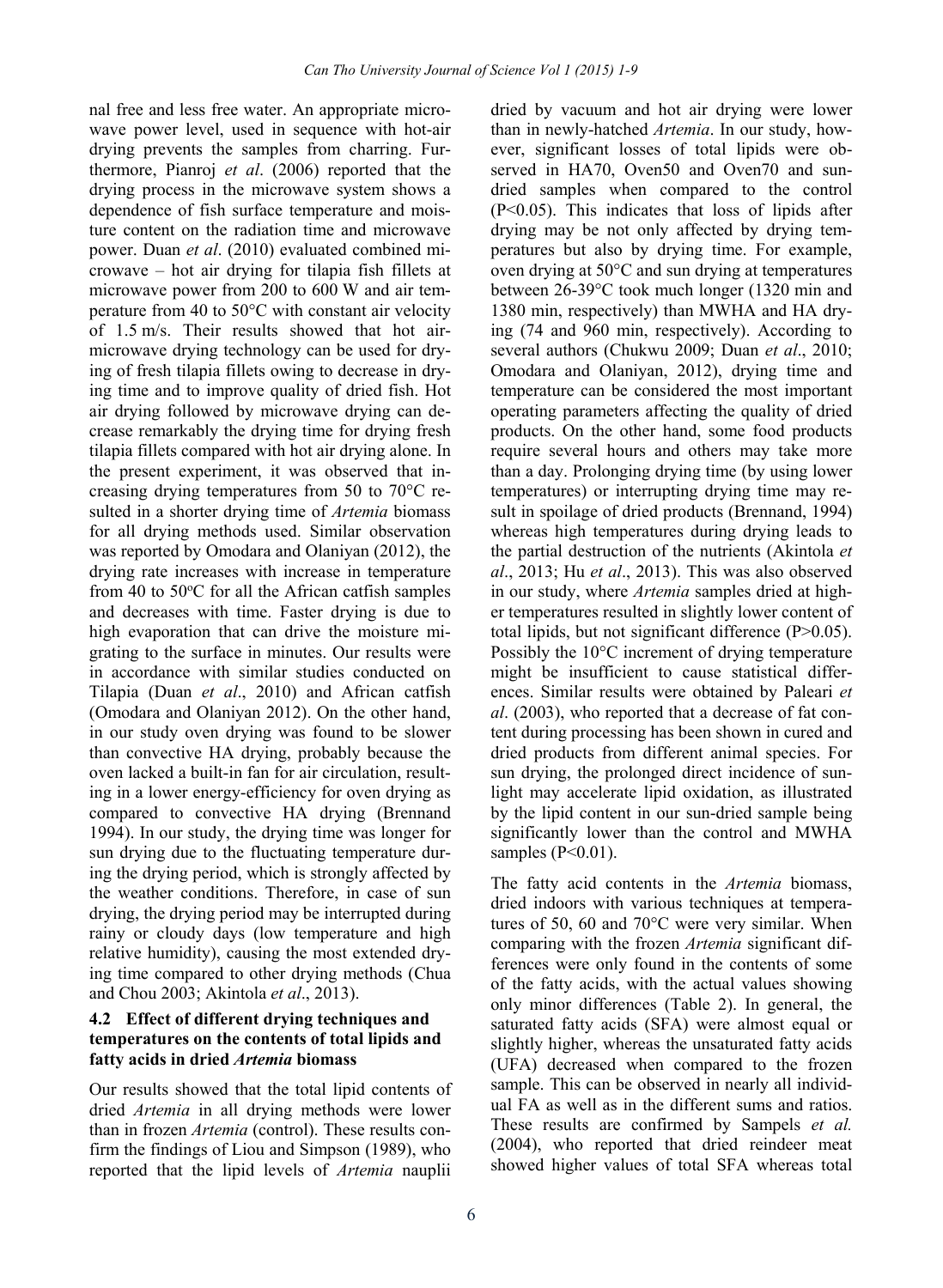nal free and less free water. An appropriate microwave power level, used in sequence with hot-air drying prevents the samples from charring. Furthermore, Pianroj *et al*. (2006) reported that the drying process in the microwave system shows a dependence of fish surface temperature and moisture content on the radiation time and microwave power. Duan *et al*. (2010) evaluated combined microwave – hot air drying for tilapia fish fillets at microwave power from 200 to 600 W and air temperature from 40 to 50°C with constant air velocity of 1.5 m/s. Their results showed that hot air-microwave drying technology can be used for drying of fresh tilapia fillets owing to decrease in drying time and to improve quality of dried fish. Hot air drying followed by microwave drying can decrease remarkably the drying time for drying fresh tilapia fillets compared with hot air drying alone. In the present experiment, it was observed that increasing drying temperatures from 50 to 70°C resulted in a shorter drying time of *Artemia* biomass for all drying methods used. Similar observation was reported by Omodara and Olaniyan (2012), the drying rate increases with increase in temperature from 40 to 50°C for all the African catfish samples and decreases with time. Faster drying is due to high evaporation that can drive the moisture migrating to the surface in minutes. Our results were in accordance with similar studies conducted on Tilapia (Duan *et al*., 2010) and African catfish (Omodara and Olaniyan 2012). On the other hand, in our study oven drying was found to be slower than convective HA drying, probably because the oven lacked a built-in fan for air circulation, resulting in a lower energy-efficiency for oven drying as compared to convective HA drying (Brennand 1994). In our study, the drying time was longer for sun drying due to the fluctuating temperature during the drying period, which is strongly affected by the weather conditions. Therefore, in case of sun drying, the drying period may be interrupted during rainy or cloudy days (low temperature and high relative humidity), causing the most extended drying time compared to other drying methods (Chua and Chou 2003; Akintola *et al*., 2013).

### 4.2 Effect of different drying techniques and temperatures on the contents of total lipids and fatty acids in dried *Artemia* biomass

Our results showed that the total lipid contents of dried *Artemia* in all drying methods were lower than in frozen *Artemia* (control). These results confirm the findings of Liou and Simpson (1989), who reported that the lipid levels of *Artemia* nauplii dried by vacuum and hot air drying were lower than in newly-hatched *Artemia*. In our study, however, significant losses of total lipids were observed in HA70, Oven50 and Oven70 and sun-dried samples when compared to the control ($P<0.05$). This indicates that loss of lipids after drying may be not only affected by drying temperatures but also by drying time. For example, oven drying at 50°C and sun drying at temperatures between 26-39°C took much longer (1320 min and 1380 min, respectively) than MWHA and HA drying (74 and 960 min, respectively). According to several authors (Chukwu 2009; Duan *et al*., 2010; Omodara and Olaniyan, 2012), drying time and temperature can be considered the most important operating parameters affecting the quality of dried products. On the other hand, some food products require several hours and others may take more than a day. Prolonging drying time (by using lower temperatures) or interrupting drying time may result in spoilage of dried products (Brennand, 1994) whereas high temperatures during drying leads to the partial destruction of the nutrients (Akintola *et al*., 2013; Hu *et al*., 2013). This was also observed in our study, where *Artemia* samples dried at higher temperatures resulted in slightly lower content of total lipids, but not significant difference ($P>0.05$). Possibly the 10°C increment of drying temperature might be insufficient to cause statistical differences. Similar results were obtained by Paleari *et al*. (2003), who reported that a decrease of fat content during processing has been shown in cured and dried products from different animal species. For sun drying, the prolonged direct incidence of sunlight may accelerate lipid oxidation, as illustrated by the lipid content in our sun-dried sample being significantly lower than the control and MWHA samples ($P<0.01$).

The fatty acid contents in the *Artemia* biomass, dried indoors with various techniques at temperatures of 50, 60 and 70°C were very similar. When comparing with the frozen *Artemia* significant differences were only found in the contents of some of the fatty acids, with the actual values showing only minor differences (Table 2). In general, the saturated fatty acids (SFA) were almost equal or slightly higher, whereas the unsaturated fatty acids (UFA) decreased when compared to the frozen sample. This can be observed in nearly all individual FA as well as in the different sums and ratios. These results are confirmed by Sampels *et al.* (2004), who reported that dried reindeer meat showed higher values of total SFA whereas total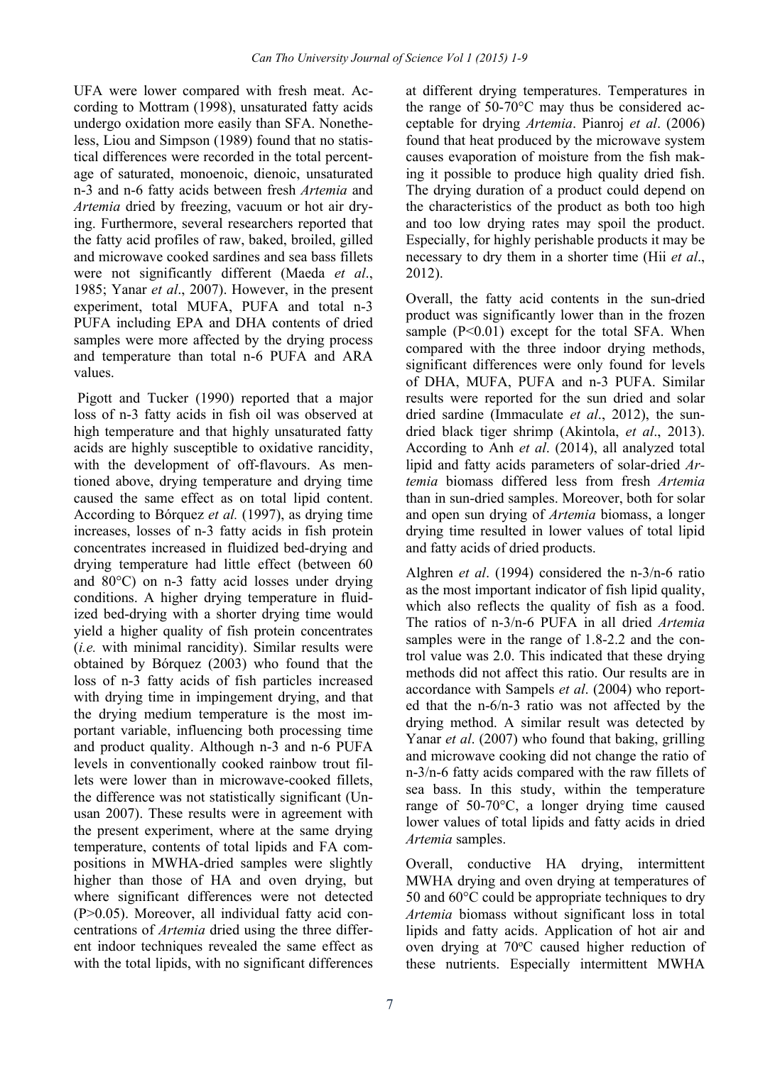UFA were lower compared with fresh meat. According to Mottram (1998), unsaturated fatty acids undergo oxidation more easily than SFA. Nonetheless, Liou and Simpson (1989) found that no statistical differences were recorded in the total percentage of saturated, monoenoic, dienoic, unsaturated n-3 and n-6 fatty acids between fresh *Artemia* and *Artemia* dried by freezing, vacuum or hot air drying. Furthermore, several researchers reported that the fatty acid profiles of raw, baked, broiled, gilled and microwave cooked sardines and sea bass fillets were not significantly different (Maeda *et al*., 1985; Yanar *et al*., 2007). However, in the present experiment, total MUFA, PUFA and total n-3 PUFA including EPA and DHA contents of dried samples were more affected by the drying process and temperature than total n-6 PUFA and ARA values.

Pigott and Tucker (1990) reported that a major loss of n-3 fatty acids in fish oil was observed at high temperature and that highly unsaturated fatty acids are highly susceptible to oxidative rancidity, with the development of off-flavours. As mentioned above, drying temperature and drying time caused the same effect as on total lipid content. According to Bórquez *et al.* (1997), as drying time increases, losses of n-3 fatty acids in fish protein concentrates increased in fluidized bed-drying and drying temperature had little effect (between 60 and 80°C) on n-3 fatty acid losses under drying conditions. A higher drying temperature in fluidized bed-drying with a shorter drying time would yield a higher quality of fish protein concentrates (*i.e.* with minimal rancidity). Similar results were obtained by Bórquez (2003) who found that the loss of n-3 fatty acids of fish particles increased with drying time in impingement drying, and that the drying medium temperature is the most important variable, influencing both processing time and product quality. Although n-3 and n-6 PUFA levels in conventionally cooked rainbow trout fillets were lower than in microwave-cooked fillets, the difference was not statistically significant (Unusan 2007). These results were in agreement with the present experiment, where at the same drying temperature, contents of total lipids and FA compositions in MWHA-dried samples were slightly higher than those of HA and oven drying, but where significant differences were not detected ($P>0.05$). Moreover, all individual fatty acid concentrations of *Artemia* dried using the three different indoor techniques revealed the same effect as with the total lipids, with no significant differences at different drying temperatures. Temperatures in the range of 50-70°C may thus be considered acceptable for drying *Artemia*. Pianroj *et al*. (2006) found that heat produced by the microwave system causes evaporation of moisture from the fish making it possible to produce high quality dried fish. The drying duration of a product could depend on the characteristics of the product as both too high and too low drying rates may spoil the product. Especially, for highly perishable products it may be necessary to dry them in a shorter time (Hii *et al*., 2012).

Overall, the fatty acid contents in the sun-dried product was significantly lower than in the frozen sample ($P<0.01$) except for the total SFA. When compared with the three indoor drying methods, significant differences were only found for levels of DHA, MUFA, PUFA and n-3 PUFA. Similar results were reported for the sun dried and solar dried sardine (Immaculate *et al*., 2012), the sun-dried black tiger shrimp (Akintola, *et al*., 2013). According to Anh *et al*. (2014), all analyzed total lipid and fatty acids parameters of solar-dried *Artemia* biomass differed less from fresh *Artemia* than in sun-dried samples. Moreover, both for solar and open sun drying of *Artemia* biomass, a longer drying time resulted in lower values of total lipid and fatty acids of dried products.

Alghren *et al*. (1994) considered the n-3/n-6 ratio as the most important indicator of fish lipid quality, which also reflects the quality of fish as a food. The ratios of n-3/n-6 PUFA in all dried *Artemia* samples were in the range of 1.8-2.2 and the control value was 2.0. This indicated that these drying methods did not affect this ratio. Our results are in accordance with Sampels *et al*. (2004) who reported that the n-6/n-3 ratio was not affected by the drying method. A similar result was detected by Yanar *et al*. (2007) who found that baking, grilling and microwave cooking did not change the ratio of n-3/n-6 fatty acids compared with the raw fillets of sea bass. In this study, within the temperature range of 50-70°C, a longer drying time caused lower values of total lipids and fatty acids in dried *Artemia* samples.

Overall, conductive HA drying, intermittent MWHA drying and oven drying at temperatures of 50 and 60°C could be appropriate techniques to dry *Artemia* biomass without significant loss in total lipids and fatty acids. Application of hot air and oven drying at 70°C caused higher reduction of these nutrients. Especially intermittent MWHA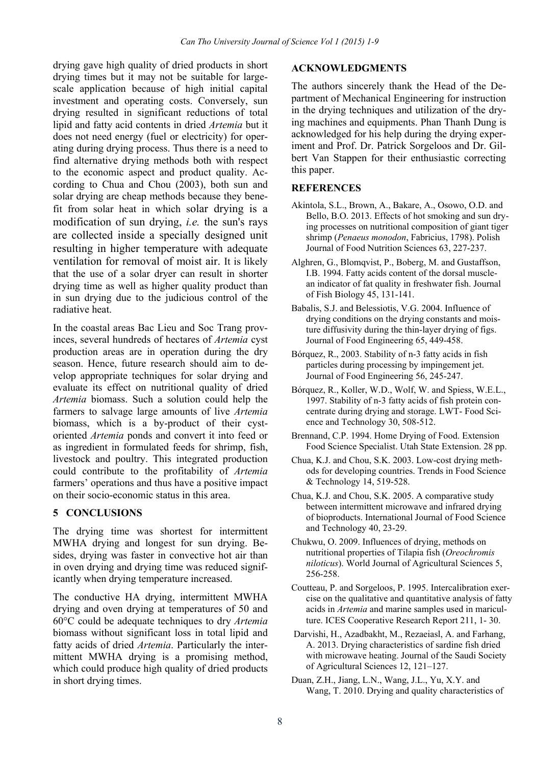drying gave high quality of dried products in short drying times but it may not be suitable for large-scale application because of high initial capital investment and operating costs. Conversely, sun drying resulted in significant reductions of total lipid and fatty acid contents in dried *Artemia* but it does not need energy (fuel or electricity) for operating during drying process. Thus there is a need to find alternative drying methods both with respect to the economic aspect and product quality. According to Chua and Chou (2003), both sun and solar drying are cheap methods because they benefit from solar heat in which solar drying is a modification of sun drying, *i.e.* the sun's rays are collected inside a specially designed unit resulting in higher temperature with adequate ventilation for removal of moist air. It is likely that the use of a solar dryer can result in shorter drying time as well as higher quality product than in sun drying due to the judicious control of the radiative heat.

In the coastal areas Bac Lieu and Soc Trang provinces, several hundreds of hectares of *Artemia* cyst production areas are in operation during the dry season. Hence, future research should aim to develop appropriate techniques for solar drying and evaluate its effect on nutritional quality of dried *Artemia* biomass. Such a solution could help the farmers to salvage large amounts of live *Artemia* biomass, which is a by-product of their cyst-oriented *Artemia* ponds and convert it into feed or as ingredient in formulated feeds for shrimp, fish, livestock and poultry. This integrated production could contribute to the profitability of *Artemia* farmers' operations and thus have a positive impact on their socio-economic status in this area.

## 5 CONCLUSIONS

The drying time was shortest for intermittent MWHA drying and longest for sun drying. Besides, drying was faster in convective hot air than in oven drying and drying time was reduced significantly when drying temperature increased.

The conductive HA drying, intermittent MWHA drying and oven drying at temperatures of 50 and 60°C could be adequate techniques to dry *Artemia* biomass without significant loss in total lipid and fatty acids of dried *Artemia*. Particularly the intermittent MWHA drying is a promising method, which could produce high quality of dried products in short drying times.

## ACKNOWLEDGMENTS

The authors sincerely thank the Head of the Department of Mechanical Engineering for instruction in the drying techniques and utilization of the drying machines and equipments. Phan Thanh Dung is acknowledged for his help during the drying experiment and Prof. Dr. Patrick Sorgeloos and Dr. Gilbert Van Stappen for their enthusiastic correcting this paper.

## REFERENCES

Akintola, S.L., Brown, A., Bakare, A., Osowo, O.D. and Bello, B.O. 2013. Effects of hot smoking and sun drying processes on nutritional composition of giant tiger shrimp (*Penaeus monodon*, Fabricius, 1798). Polish Journal of Food Nutrition Sciences 63, 227-237.

Alghren, G., Blomqvist, P., Boberg, M. and Gustaffson, I.B. 1994. Fatty acids content of the dorsal muscle-an indicator of fat quality in freshwater fish. Journal of Fish Biology 45, 131-141.

Babalis, S.J. and Belessiotis, V.G. 2004. Influence of drying conditions on the drying constants and moisture diffusivity during the thin-layer drying of figs. Journal of Food Engineering 65, 449-458.

Bórquez, R., 2003. Stability of n-3 fatty acids in fish particles during processing by impingement jet. Journal of Food Engineering 56, 245-247.

Bórquez, R., Koller, W.D., Wolf, W. and Spiess, W.E.L., 1997. Stability of n-3 fatty acids of fish protein concentrate during drying and storage. LWT- Food Science and Technology 30, 508-512.

Brennand, C.P. 1994. Home Drying of Food. Extension Food Science Specialist. Utah State Extension. 28 pp.

Chua, K.J. and Chou, S.K. 2003. Low-cost drying methods for developing countries. Trends in Food Science & Technology 14, 519-528.

Chua, K.J. and Chou, S.K. 2005. A comparative study between intermittent microwave and infrared drying of bioproducts. International Journal of Food Science and Technology 40, 23-29.

Chukwu, O. 2009. Influences of drying, methods on nutritional properties of Tilapia fish (*Oreochromis niloticus*). World Journal of Agricultural Sciences 5, 256-258.

Coutteau, P. and Sorgeloos, P. 1995. Intercalibration exercise on the qualitative and quantitative analysis of fatty acids in *Artemia* and marine samples used in mariculture. ICES Cooperative Research Report 211, 1- 30.

Darvishi, H., Azadbakht, M., Rezaeiasl, A. and Farhang, A. 2013. Drying characteristics of sardine fish dried with microwave heating. Journal of the Saudi Society of Agricultural Sciences 12, 121–127.

Duan, Z.H., Jiang, L.N., Wang, J.L., Yu, X.Y. and Wang, T. 2010. Drying and quality characteristics of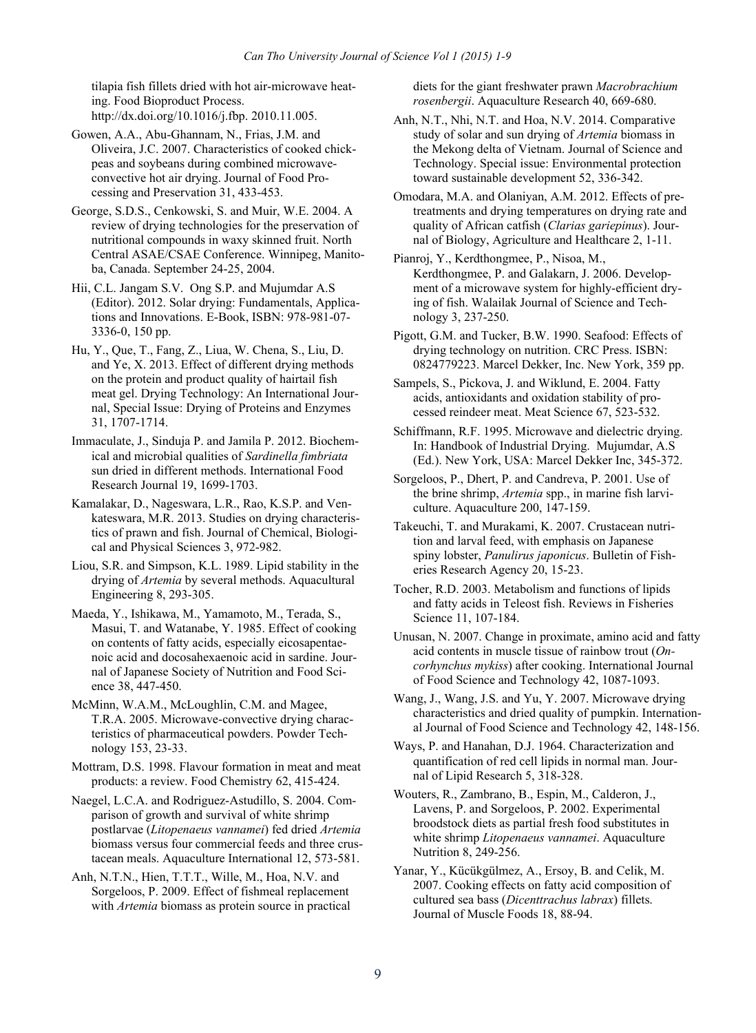tilapia fish fillets dried with hot air-microwave heating. Food Bioproduct Process. http://dx.doi.org/10.1016/j.fbp. 2010.11.005.

Gowen, A.A., Abu-Ghannam, N., Frias, J.M. and Oliveira, J.C. 2007. Characteristics of cooked chickpeas and soybeans during combined microwave-convective hot air drying. Journal of Food Processing and Preservation 31, 433-453.

George, S.D.S., Cenkowski, S. and Muir, W.E. 2004. A review of drying technologies for the preservation of nutritional compounds in waxy skinned fruit. North Central ASAE/CSAE Conference. Winnipeg, Manitoba, Canada. September 24-25, 2004.

Hii, C.L. Jangam S.V. Ong S.P. and Mujumdar A.S (Editor). 2012. Solar drying: Fundamentals, Applications and Innovations. E-Book, ISBN: 978-981-07-3336-0, 150 pp.

Hu, Y., Que, T., Fang, Z., Liua, W. Chena, S., Liu, D. and Ye, X. 2013. Effect of different drying methods on the protein and product quality of hairtail fish meat gel. Drying Technology: An International Journal, Special Issue: Drying of Proteins and Enzymes 31, 1707-1714.

Immaculate, J., Sinduja P. and Jamila P. 2012. Biochemical and microbial qualities of *Sardinella fimbriata* sun dried in different methods. International Food Research Journal 19, 1699-1703.

Kamalakar, D., Nageswara, L.R., Rao, K.S.P. and Venkateswara, M.R. 2013. Studies on drying characteristics of prawn and fish. Journal of Chemical, Biological and Physical Sciences 3, 972-982.

Liou, S.R. and Simpson, K.L. 1989. Lipid stability in the drying of *Artemia* by several methods. Aquacultural Engineering 8, 293-305.

Maeda, Y., Ishikawa, M., Yamamoto, M., Terada, S., Masui, T. and Watanabe, Y. 1985. Effect of cooking on contents of fatty acids, especially eicosapentaenoic acid and docosahexaenoic acid in sardine. Journal of Japanese Society of Nutrition and Food Science 38, 447-450.

McMinn, W.A.M., McLoughlin, C.M. and Magee, T.R.A. 2005. Microwave-convective drying characteristics of pharmaceutical powders. Powder Technology 153, 23-33.

Mottram, D.S. 1998. Flavour formation in meat and meat products: a review. Food Chemistry 62, 415-424.

Naegel, L.C.A. and Rodriguez-Astudillo, S. 2004. Comparison of growth and survival of white shrimp postlarvae (*Litopenaeus vannamei*) fed dried *Artemia* biomass versus four commercial feeds and three crustacean meals. Aquaculture International 12, 573-581.

Anh, N.T.N., Hien, T.T.T., Wille, M., Hoa, N.V. and Sorgeloos, P. 2009. Effect of fishmeal replacement with *Artemia* biomass as protein source in practical diets for the giant freshwater prawn *Macrobrachium rosenbergii*. Aquaculture Research 40, 669-680.

Anh, N.T., Nhi, N.T. and Hoa, N.V. 2014. Comparative study of solar and sun drying of *Artemia* biomass in the Mekong delta of Vietnam. Journal of Science and Technology. Special issue: Environmental protection toward sustainable development 52, 336-342.

Omodara, M.A. and Olaniyan, A.M. 2012. Effects of pretreatments and drying temperatures on drying rate and quality of African catfish (*Clarias gariepinus*). Journal of Biology, Agriculture and Healthcare 2, 1-11.

Pianroj, Y., Kerdthongmee, P., Nisoa, M., Kerdthongmee, P. and Galakarn, J. 2006. Development of a microwave system for highly-efficient drying of fish. Walailak Journal of Science and Technology 3, 237-250.

Pigott, G.M. and Tucker, B.W. 1990. Seafood: Effects of drying technology on nutrition. CRC Press. ISBN: 0824779223. Marcel Dekker, Inc. New York, 359 pp.

Sampels, S., Pickova, J. and Wiklund, E. 2004. Fatty acids, antioxidants and oxidation stability of processed reindeer meat. Meat Science 67, 523-532.

Schiffmann, R.F. 1995. Microwave and dielectric drying. In: Handbook of Industrial Drying. Mujumdar, A.S (Ed.). New York, USA: Marcel Dekker Inc, 345-372.

Sorgeloos, P., Dhert, P. and Candreva, P. 2001. Use of the brine shrimp, *Artemia* spp., in marine fish larviculture. Aquaculture 200, 147-159.

Takeuchi, T. and Murakami, K. 2007. Crustacean nutrition and larval feed, with emphasis on Japanese spiny lobster, *Panulirus japonicus*. Bulletin of Fisheries Research Agency 20, 15-23.

Tocher, R.D. 2003. Metabolism and functions of lipids and fatty acids in Teleost fish. Reviews in Fisheries Science 11, 107-184.

Unusan, N. 2007. Change in proximate, amino acid and fatty acid contents in muscle tissue of rainbow trout (*Oncorhynchus mykiss*) after cooking. International Journal of Food Science and Technology 42, 1087-1093.

Wang, J., Wang, J.S. and Yu, Y. 2007. Microwave drying characteristics and dried quality of pumpkin. International Journal of Food Science and Technology 42, 148-156.

Ways, P. and Hanahan, D.J. 1964. Characterization and quantification of red cell lipids in normal man. Journal of Lipid Research 5, 318-328.

Wouters, R., Zambrano, B., Espin, M., Calderon, J., Lavens, P. and Sorgeloos, P. 2002. Experimental broodstock diets as partial fresh food substitutes in white shrimp *Litopenaeus vannamei*. Aquaculture Nutrition 8, 249-256.

Yanar, Y., Kücükgülmez, A., Ersoy, B. and Celik, M. 2007. Cooking effects on fatty acid composition of cultured sea bass (*Dicenttrachus labrax*) fillets. Journal of Muscle Foods 18, 88-94.